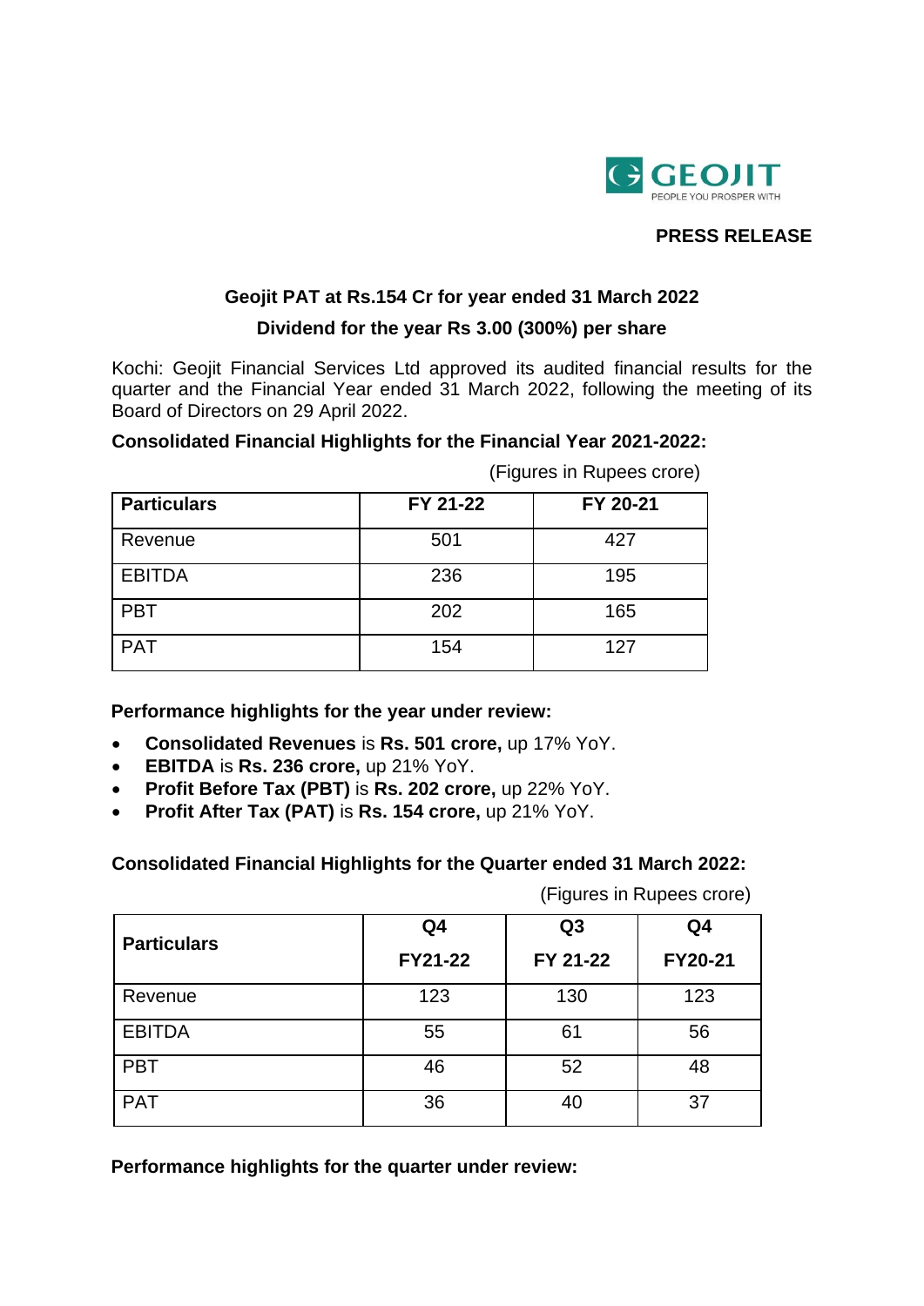**PRESS RELEASE**

## Geojit PAT at Rs.154 Cr for year ended 31 March 2022

### Dividend for the year Rs 3.00 (300%) per share

Kochi: Geojit Financial Services Ltd approved its audited financial results for the quarter and the Financial Year ended 31 March 2022, following the meeting of its Board of Directors on 29 April 2022.

**Consolidated Financial Highlights for the Financial Year 2021-2022:**

(Figures in Rupees crore)

| Particulars | FY 21-22 | FY 20-21 |
|---|---|---|
| Revenue | 501 | 427 |
| EBITDA | 236 | 195 |
| PBT | 202 | 165 |
| PAT | 154 | 127 |

**Performance highlights for the year under review:**

- **Consolidated Revenues** is **Rs. 501 crore,** up 17% YoY.
- **EBITDA** is **Rs. 236 crore,** up 21% YoY.
- **Profit Before Tax (PBT)** is **Rs. 202 crore,** up 22% YoY.
- **Profit After Tax (PAT)** is **Rs. 154 crore,** up 21% YoY.

**Consolidated Financial Highlights for the Quarter ended 31 March 2022:**

(Figures in Rupees crore)

| Particulars | Q4 FY21-22 | Q3 FY 21-22 | Q4 FY20-21 |
|---|---|---|---|
| Revenue | 123 | 130 | 123 |
| EBITDA | 55 | 61 | 56 |
| PBT | 46 | 52 | 48 |
| PAT | 36 | 40 | 37 |

**Performance highlights for the quarter under review:**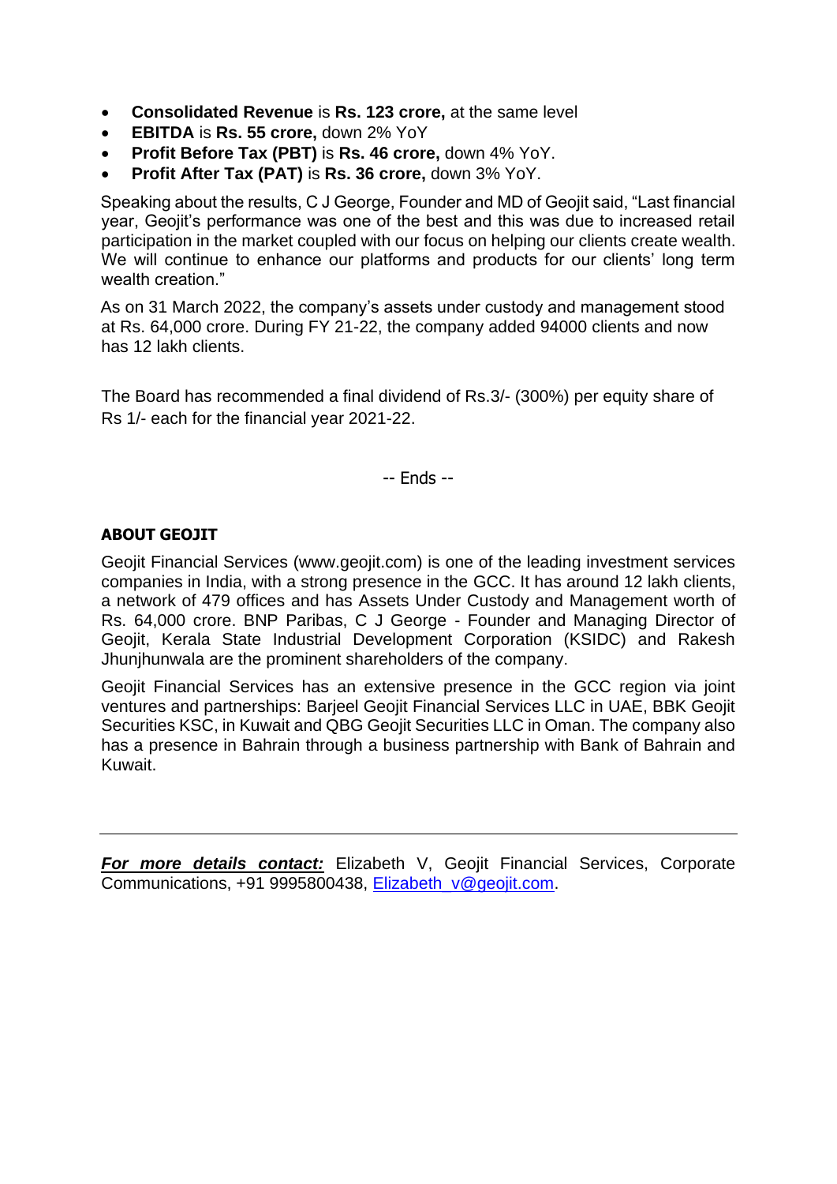- **Consolidated Revenue** is **Rs. 123 crore,** at the same level
- **EBITDA** is **Rs. 55 crore,** down 2% YoY
- **Profit Before Tax (PBT)** is **Rs. 46 crore,** down 4% YoY.
- **Profit After Tax (PAT)** is **Rs. 36 crore,** down 3% YoY.

Speaking about the results, C J George, Founder and MD of Geojit said, "Last financial year, Geojit's performance was one of the best and this was due to increased retail participation in the market coupled with our focus on helping our clients create wealth. We will continue to enhance our platforms and products for our clients' long term wealth creation."

As on 31 March 2022, the company's assets under custody and management stood at Rs. 64,000 crore. During FY 21-22, the company added 94000 clients and now has 12 lakh clients.

The Board has recommended a final dividend of Rs.3/- (300%) per equity share of Rs 1/- each for the financial year 2021-22.

-- Ends --

**ABOUT GEOJIT**

Geojit Financial Services (www.geojit.com) is one of the leading investment services companies in India, with a strong presence in the GCC. It has around 12 lakh clients, a network of 479 offices and has Assets Under Custody and Management worth of Rs. 64,000 crore. BNP Paribas, C J George - Founder and Managing Director of Geojit, Kerala State Industrial Development Corporation (KSIDC) and Rakesh Jhunjhunwala are the prominent shareholders of the company.

Geojit Financial Services has an extensive presence in the GCC region via joint ventures and partnerships: Barjeel Geojit Financial Services LLC in UAE, BBK Geojit Securities KSC, in Kuwait and QBG Geojit Securities LLC in Oman. The company also has a presence in Bahrain through a business partnership with Bank of Bahrain and Kuwait.

---

***For more details contact:*** Elizabeth V, Geojit Financial Services, Corporate Communications, +91 9995800438, Elizabeth_v@geojit.com.